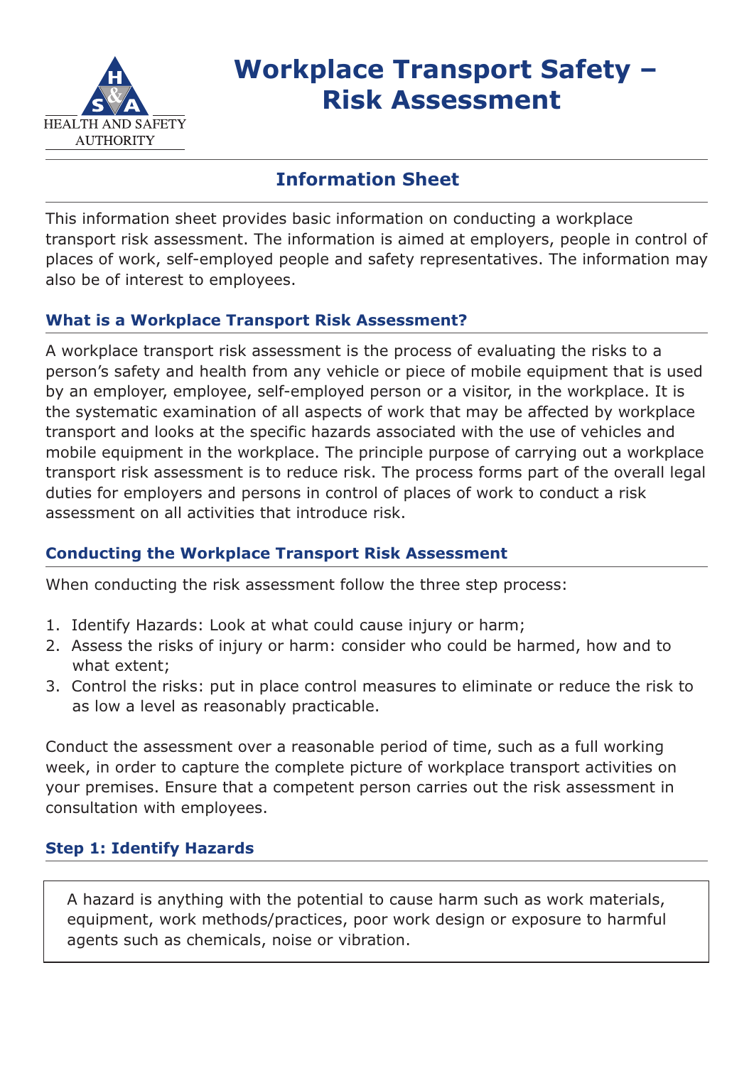# Workplace Transport Safety – Risk Assessment

## Information Sheet

This information sheet provides basic information on conducting a workplace transport risk assessment. The information is aimed at employers, people in control of places of work, self-employed people and safety representatives. The information may also be of interest to employees.

### What is a Workplace Transport Risk Assessment?

A workplace transport risk assessment is the process of evaluating the risks to a person's safety and health from any vehicle or piece of mobile equipment that is used by an employer, employee, self-employed person or a visitor, in the workplace. It is the systematic examination of all aspects of work that may be affected by workplace transport and looks at the specific hazards associated with the use of vehicles and mobile equipment in the workplace. The principle purpose of carrying out a workplace transport risk assessment is to reduce risk. The process forms part of the overall legal duties for employers and persons in control of places of work to conduct a risk assessment on all activities that introduce risk.

### Conducting the Workplace Transport Risk Assessment

When conducting the risk assessment follow the three step process:

1. Identify Hazards: Look at what could cause injury or harm;
2. Assess the risks of injury or harm: consider who could be harmed, how and to what extent;
3. Control the risks: put in place control measures to eliminate or reduce the risk to as low a level as reasonably practicable.

Conduct the assessment over a reasonable period of time, such as a full working week, in order to capture the complete picture of workplace transport activities on your premises. Ensure that a competent person carries out the risk assessment in consultation with employees.

### Step 1: Identify Hazards

A hazard is anything with the potential to cause harm such as work materials, equipment, work methods/practices, poor work design or exposure to harmful agents such as chemicals, noise or vibration.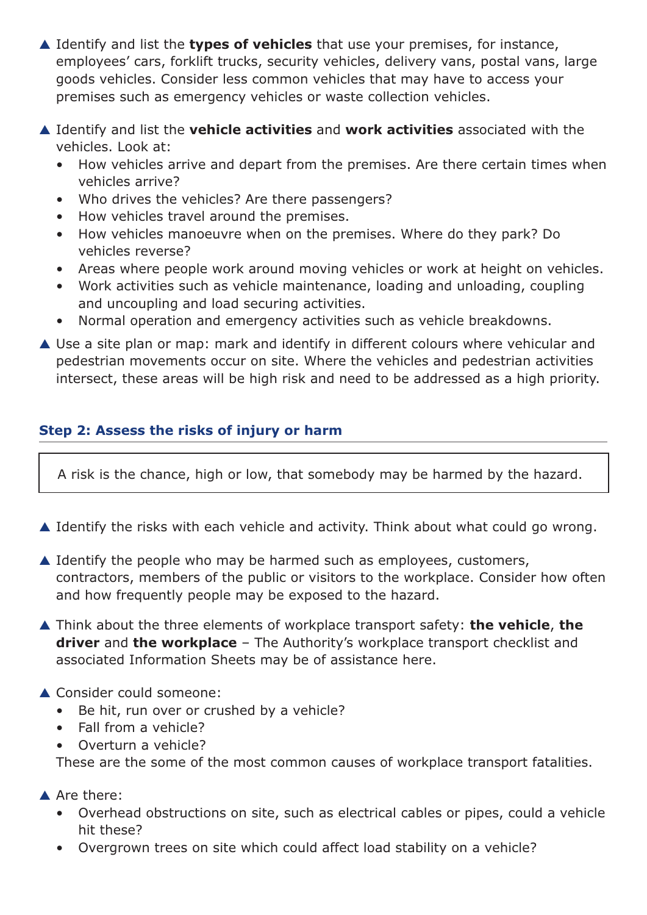▲ Identify and list the **types of vehicles** that use your premises, for instance, employees' cars, forklift trucks, security vehicles, delivery vans, postal vans, large goods vehicles. Consider less common vehicles that may have to access your premises such as emergency vehicles or waste collection vehicles.

▲ Identify and list the **vehicle activities** and **work activities** associated with the vehicles. Look at:

- How vehicles arrive and depart from the premises. Are there certain times when vehicles arrive?
- Who drives the vehicles? Are there passengers?
- How vehicles travel around the premises.
- How vehicles manoeuvre when on the premises. Where do they park? Do vehicles reverse?
- Areas where people work around moving vehicles or work at height on vehicles.
- Work activities such as vehicle maintenance, loading and unloading, coupling and uncoupling and load securing activities.
- Normal operation and emergency activities such as vehicle breakdowns.

▲ Use a site plan or map: mark and identify in different colours where vehicular and pedestrian movements occur on site. Where the vehicles and pedestrian activities intersect, these areas will be high risk and need to be addressed as a high priority.

### Step 2: Assess the risks of injury or harm

> A risk is the chance, high or low, that somebody may be harmed by the hazard.

▲ Identify the risks with each vehicle and activity. Think about what could go wrong.

▲ Identify the people who may be harmed such as employees, customers, contractors, members of the public or visitors to the workplace. Consider how often and how frequently people may be exposed to the hazard.

▲ Think about the three elements of workplace transport safety: **the vehicle**, **the driver** and **the workplace** – The Authority's workplace transport checklist and associated Information Sheets may be of assistance here.

▲ Consider could someone:

- Be hit, run over or crushed by a vehicle?
- Fall from a vehicle?
- Overturn a vehicle?

These are the some of the most common causes of workplace transport fatalities.

▲ Are there:

- Overhead obstructions on site, such as electrical cables or pipes, could a vehicle hit these?
- Overgrown trees on site which could affect load stability on a vehicle?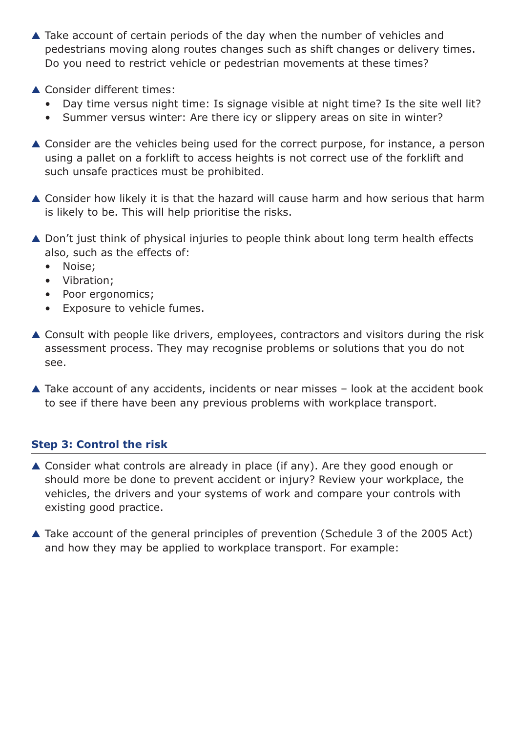- Take account of certain periods of the day when the number of vehicles and pedestrians moving along routes changes such as shift changes or delivery times. Do you need to restrict vehicle or pedestrian movements at these times?

- Consider different times:
  - Day time versus night time: Is signage visible at night time? Is the site well lit?
  - Summer versus winter: Are there icy or slippery areas on site in winter?

- Consider are the vehicles being used for the correct purpose, for instance, a person using a pallet on a forklift to access heights is not correct use of the forklift and such unsafe practices must be prohibited.

- Consider how likely it is that the hazard will cause harm and how serious that harm is likely to be. This will help prioritise the risks.

- Don't just think of physical injuries to people think about long term health effects also, such as the effects of:
  - Noise;
  - Vibration;
  - Poor ergonomics;
  - Exposure to vehicle fumes.

- Consult with people like drivers, employees, contractors and visitors during the risk assessment process. They may recognise problems or solutions that you do not see.

- Take account of any accidents, incidents or near misses – look at the accident book to see if there have been any previous problems with workplace transport.

### Step 3: Control the risk

- Consider what controls are already in place (if any). Are they good enough or should more be done to prevent accident or injury? Review your workplace, the vehicles, the drivers and your systems of work and compare your controls with existing good practice.

- Take account of the general principles of prevention (Schedule 3 of the 2005 Act) and how they may be applied to workplace transport. For example: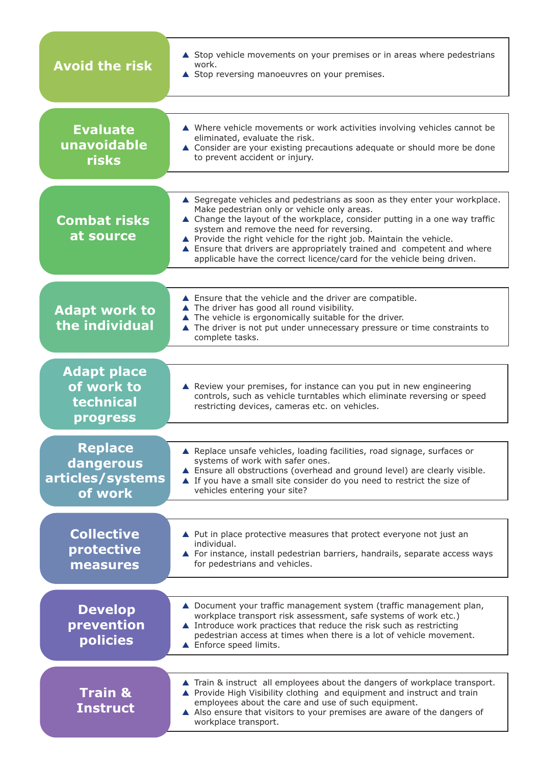## Avoid the risk

- Stop vehicle movements on your premises or in areas where pedestrians work.
- Stop reversing manoeuvres on your premises.

## Evaluate unavoidable risks

- Where vehicle movements or work activities involving vehicles cannot be eliminated, evaluate the risk.
- Consider are your existing precautions adequate or should more be done to prevent accident or injury.

## Combat risks at source

- Segregate vehicles and pedestrians as soon as they enter your workplace. Make pedestrian only or vehicle only areas.
- Change the layout of the workplace, consider putting in a one way traffic system and remove the need for reversing.
- Provide the right vehicle for the right job. Maintain the vehicle.
- Ensure that drivers are appropriately trained and competent and where applicable have the correct licence/card for the vehicle being driven.

## Adapt work to the individual

- Ensure that the vehicle and the driver are compatible.
- The driver has good all round visibility.
- The vehicle is ergonomically suitable for the driver.
- The driver is not put under unnecessary pressure or time constraints to complete tasks.

## Adapt place of work to technical progress

- Review your premises, for instance can you put in new engineering controls, such as vehicle turntables which eliminate reversing or speed restricting devices, cameras etc. on vehicles.

## Replace dangerous articles/systems of work

- Replace unsafe vehicles, loading facilities, road signage, surfaces or systems of work with safer ones.
- Ensure all obstructions (overhead and ground level) are clearly visible.
- If you have a small site consider do you need to restrict the size of vehicles entering your site?

## Collective protective measures

- Put in place protective measures that protect everyone not just an individual.
- For instance, install pedestrian barriers, handrails, separate access ways for pedestrians and vehicles.

## Develop prevention policies

- Document your traffic management system (traffic management plan, workplace transport risk assessment, safe systems of work etc.)
- Introduce work practices that reduce the risk such as restricting pedestrian access at times when there is a lot of vehicle movement.
- Enforce speed limits.

## Train & Instruct

- Train & instruct all employees about the dangers of workplace transport.
- Provide High Visibility clothing and equipment and instruct and train employees about the care and use of such equipment.
- Also ensure that visitors to your premises are aware of the dangers of workplace transport.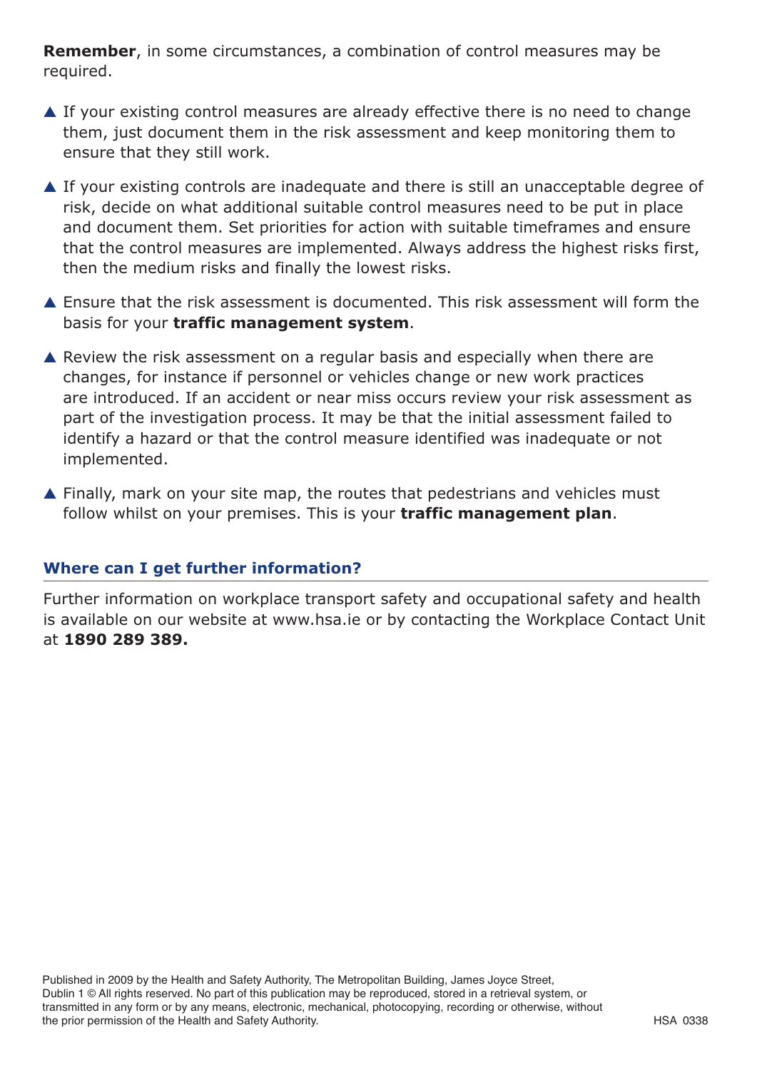**Remember**, in some circumstances, a combination of control measures may be required.

- If your existing control measures are already effective there is no need to change them, just document them in the risk assessment and keep monitoring them to ensure that they still work.
- If your existing controls are inadequate and there is still an unacceptable degree of risk, decide on what additional suitable control measures need to be put in place and document them. Set priorities for action with suitable timeframes and ensure that the control measures are implemented. Always address the highest risks first, then the medium risks and finally the lowest risks.
- Ensure that the risk assessment is documented. This risk assessment will form the basis for your **traffic management system**.
- Review the risk assessment on a regular basis and especially when there are changes, for instance if personnel or vehicles change or new work practices are introduced. If an accident or near miss occurs review your risk assessment as part of the investigation process. It may be that the initial assessment failed to identify a hazard or that the control measure identified was inadequate or not implemented.
- Finally, mark on your site map, the routes that pedestrians and vehicles must follow whilst on your premises. This is your **traffic management plan**.

## Where can I get further information?

Further information on workplace transport safety and occupational safety and health is available on our website at www.hsa.ie or by contacting the Workplace Contact Unit at **1890 289 389.**

Published in 2009 by the Health and Safety Authority, The Metropolitan Building, James Joyce Street, Dublin 1 © All rights reserved. No part of this publication may be reproduced, stored in a retrieval system, or transmitted in any form or by any means, electronic, mechanical, photocopying, recording or otherwise, without the prior permission of the Health and Safety Authority.

HSA 0338